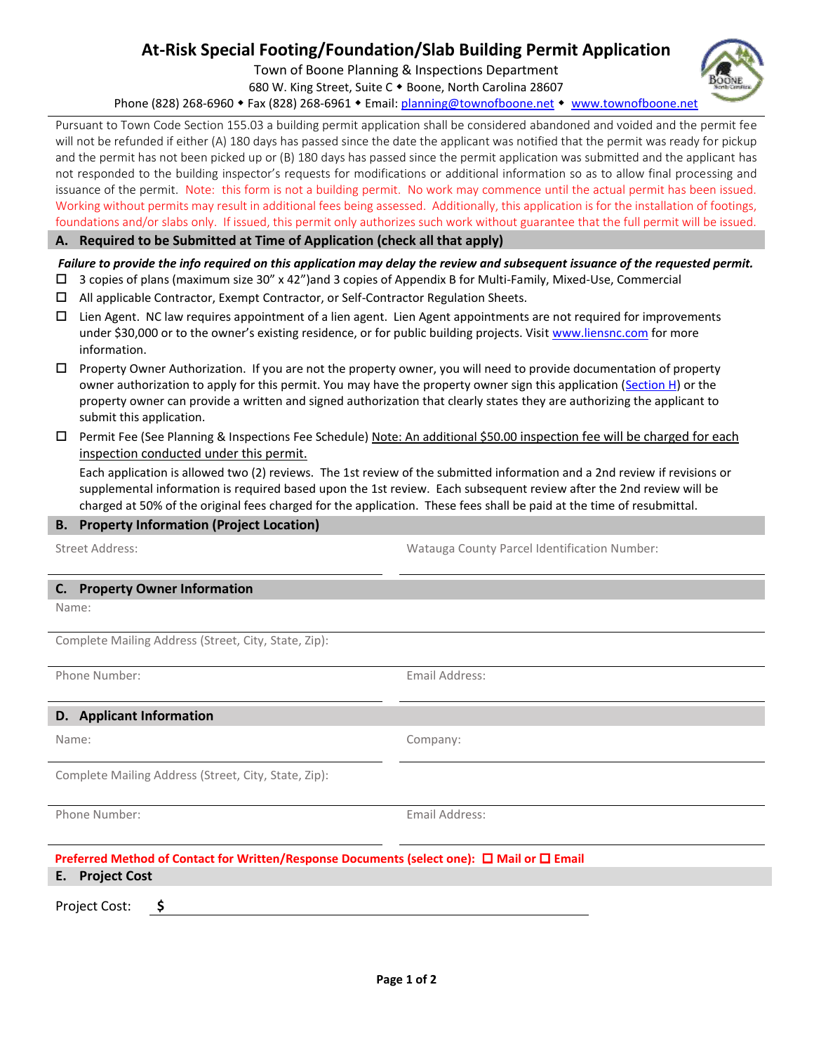# At-Risk Special Footing/Foundation/Slab Building Permit Application

Town of Boone Planning & Inspections Department
680 W. King Street, Suite C ◆ Boone, North Carolina 28607
Phone (828) 268-6960 ◆ Fax (828) 268-6961 ◆ Email: planning@townofboone.net ◆ www.townofboone.net

Pursuant to Town Code Section 155.03 a building permit application shall be considered abandoned and voided and the permit fee will not be refunded if either (A) 180 days has passed since the date the applicant was notified that the permit was ready for pickup and the permit has not been picked up or (B) 180 days has passed since the permit application was submitted and the applicant has not responded to the building inspector's requests for modifications or additional information so as to allow final processing and issuance of the permit. Note: this form is not a building permit. No work may commence until the actual permit has been issued. Working without permits may result in additional fees being assessed. Additionally, this application is for the installation of footings, foundations and/or slabs only. If issued, this permit only authorizes such work without guarantee that the full permit will be issued.

## A. Required to be Submitted at Time of Application (check all that apply)

***Failure to provide the info required on this application may delay the review and subsequent issuance of the requested permit.***

- ☐ 3 copies of plans (maximum size 30" x 42")and 3 copies of Appendix B for Multi-Family, Mixed-Use, Commercial
- ☐ All applicable Contractor, Exempt Contractor, or Self-Contractor Regulation Sheets.
- ☐ Lien Agent. NC law requires appointment of a lien agent. Lien Agent appointments are not required for improvements under $30,000 or to the owner's existing residence, or for public building projects. Visit www.liensnc.com for more information.
- ☐ Property Owner Authorization. If you are not the property owner, you will need to provide documentation of property owner authorization to apply for this permit. You may have the property owner sign this application (Section H) or the property owner can provide a written and signed authorization that clearly states they are authorizing the applicant to submit this application.
- ☐ Permit Fee (See Planning & Inspections Fee Schedule) Note: An additional $50.00 inspection fee will be charged for each inspection conducted under this permit.

  Each application is allowed two (2) reviews. The 1st review of the submitted information and a 2nd review if revisions or supplemental information is required based upon the 1st review. Each subsequent review after the 2nd review will be charged at 50% of the original fees charged for the application. These fees shall be paid at the time of resubmittal.

## B. Property Information (Project Location)

Street Address: ____________________ Watauga County Parcel Identification Number: ____________________

## C. Property Owner Information

Name: ____________________

Complete Mailing Address (Street, City, State, Zip): ____________________

Phone Number: ____________________ Email Address: ____________________

## D. Applicant Information

Name: ____________________ Company: ____________________

Complete Mailing Address (Street, City, State, Zip): ____________________

Phone Number: ____________________ Email Address: ____________________

**Preferred Method of Contact for Written/Response Documents (select one): ☐ Mail or ☐ Email**

## E. Project Cost

Project Cost: $ ____________________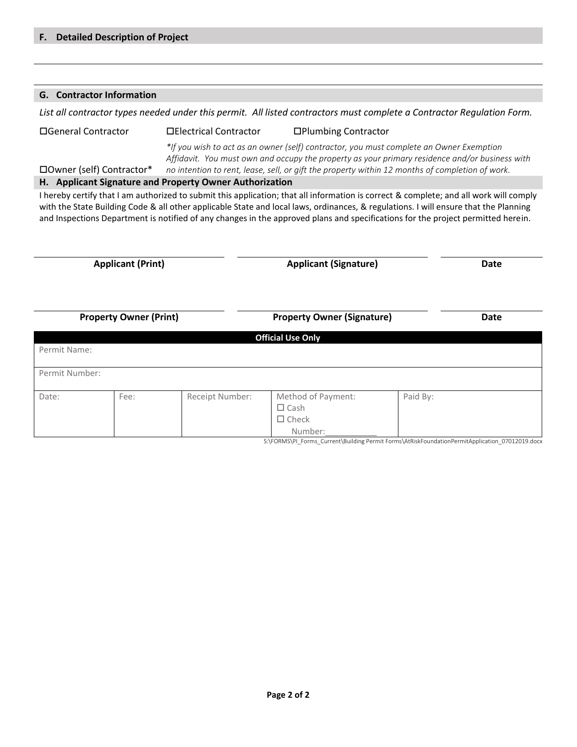## F. Detailed Description of Project

---

---

## G. Contractor Information

*List all contractor types needed under this permit. All listed contractors must complete a Contractor Regulation Form.*

☐General Contractor ☐Electrical Contractor ☐Plumbing Contractor

☐Owner (self) Contractor* *\*If you wish to act as an owner (self) contractor, you must complete an Owner Exemption Affidavit. You must own and occupy the property as your primary residence and/or business with no intention to rent, lease, sell, or gift the property within 12 months of completion of work.*

## H. Applicant Signature and Property Owner Authorization

I hereby certify that I am authorized to submit this application; that all information is correct & complete; and all work will comply with the State Building Code & all other applicable State and local laws, ordinances, & regulations. I will ensure that the Planning and Inspections Department is notified of any changes in the approved plans and specifications for the project permitted herein.

| Applicant (Print) | Applicant (Signature) | Date |
|---|---|---|
| | | |

| Property Owner (Print) | Property Owner (Signature) | Date |
|---|---|---|
| | | |

| Official Use Only | | | | |
|---|---|---|---|---|
| Permit Name: | | | | |
| Permit Number: | | | | |
| Date: | Fee: | Receipt Number: | Method of Payment:<br>☐ Cash<br>☐ Check<br>Number:___________ | Paid By: |

S:\FORMS\PI_Forms_Current\Building Permit Forms\AtRiskFoundationPermitApplication_07012019.docx